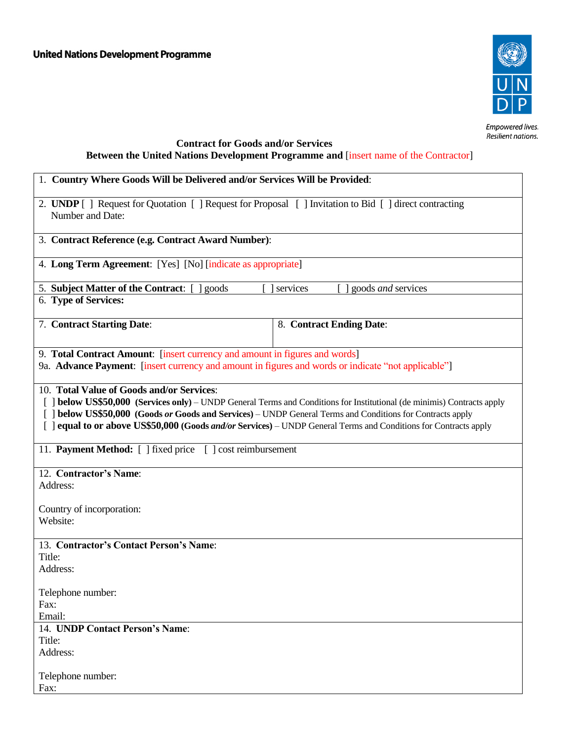**United Nations Development Programme**

Empowered lives.
Resilient nations.

**Contract for Goods and/or Services**
**Between the United Nations Development Programme and** [insert name of the Contractor]

1. **Country Where Goods Will be Delivered and/or Services Will be Provided**:

2. **UNDP** [ ] Request for Quotation [ ] Request for Proposal [ ] Invitation to Bid [ ] direct contracting
   Number and Date:

3. **Contract Reference (e.g. Contract Award Number)**:

4. **Long Term Agreement**: [Yes] [No] [indicate as appropriate]

5. **Subject Matter of the Contract**: [ ] goods [ ] services [ ] goods *and* services

6. **Type of Services:**

7. **Contract Starting Date**:

8. **Contract Ending Date**:

9. **Total Contract Amount**: [insert currency and amount in figures and words]
   9a. **Advance Payment**: [insert currency and amount in figures and words or indicate "not applicable"]

10. **Total Value of Goods and/or Services**:
    [ ] **below US$50,000 (Services only)** – UNDP General Terms and Conditions for Institutional (de minimis) Contracts apply
    [ ] **below US$50,000 (Goods *or* Goods and Services)** – UNDP General Terms and Conditions for Contracts apply
    [ ] **equal to or above US$50,000 (Goods *and/or* Services)** – UNDP General Terms and Conditions for Contracts apply

11. **Payment Method:** [ ] fixed price [ ] cost reimbursement

12. **Contractor's Name**:
    Address:

    Country of incorporation:
    Website:

13. **Contractor's Contact Person's Name**:
    Title:
    Address:

    Telephone number:
    Fax:
    Email:

14. **UNDP Contact Person's Name**:
    Title:
    Address:

    Telephone number:
    Fax: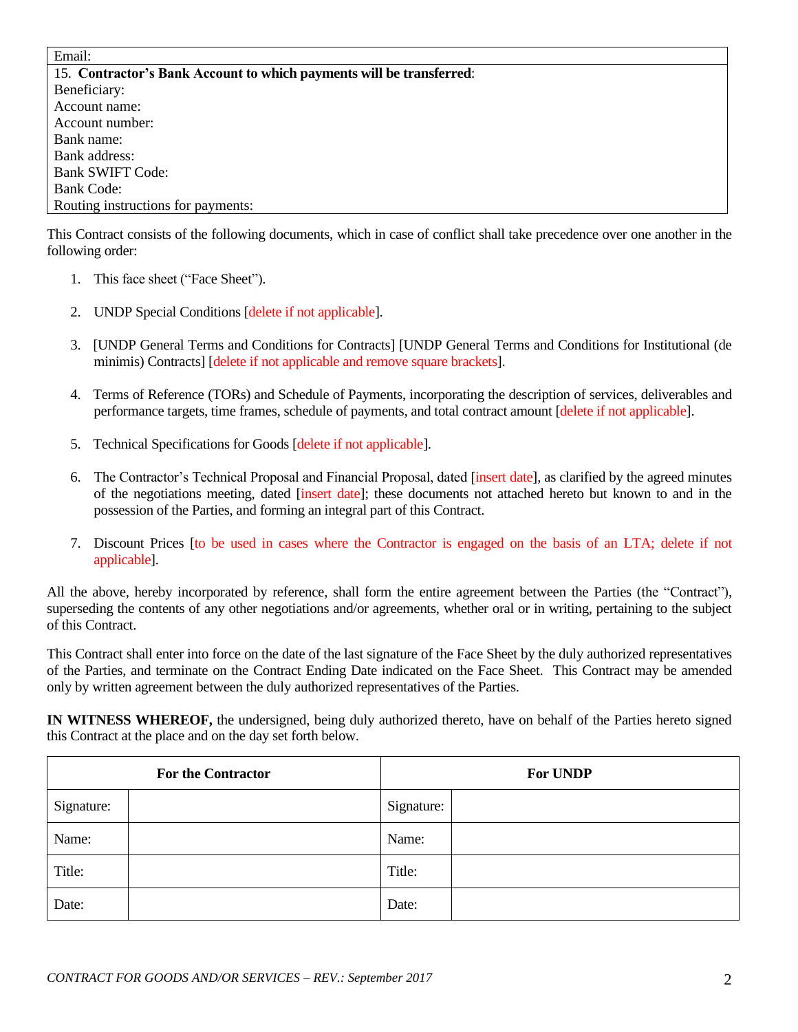| |
|---|
| Email: |
| 15. **Contractor's Bank Account to which payments will be transferred**:<br>Beneficiary:<br>Account name:<br>Account number:<br>Bank name:<br>Bank address:<br>Bank SWIFT Code:<br>Bank Code:<br>Routing instructions for payments: |

This Contract consists of the following documents, which in case of conflict shall take precedence over one another in the following order:

1. This face sheet ("Face Sheet").

2. UNDP Special Conditions [delete if not applicable].

3. [UNDP General Terms and Conditions for Contracts] [UNDP General Terms and Conditions for Institutional (de minimis) Contracts] [delete if not applicable and remove square brackets].

4. Terms of Reference (TORs) and Schedule of Payments, incorporating the description of services, deliverables and performance targets, time frames, schedule of payments, and total contract amount [delete if not applicable].

5. Technical Specifications for Goods [delete if not applicable].

6. The Contractor's Technical Proposal and Financial Proposal, dated [insert date], as clarified by the agreed minutes of the negotiations meeting, dated [insert date]; these documents not attached hereto but known to and in the possession of the Parties, and forming an integral part of this Contract.

7. Discount Prices [to be used in cases where the Contractor is engaged on the basis of an LTA; delete if not applicable].

All the above, hereby incorporated by reference, shall form the entire agreement between the Parties (the "Contract"), superseding the contents of any other negotiations and/or agreements, whether oral or in writing, pertaining to the subject of this Contract.

This Contract shall enter into force on the date of the last signature of the Face Sheet by the duly authorized representatives of the Parties, and terminate on the Contract Ending Date indicated on the Face Sheet. This Contract may be amended only by written agreement between the duly authorized representatives of the Parties.

**IN WITNESS WHEREOF,** the undersigned, being duly authorized thereto, have on behalf of the Parties hereto signed this Contract at the place and on the day set forth below.

| **For the Contractor** | | **For UNDP** | |
|---|---|---|---|
| Signature: | | Signature: | |
| Name: | | Name: | |
| Title: | | Title: | |
| Date: | | Date: | |